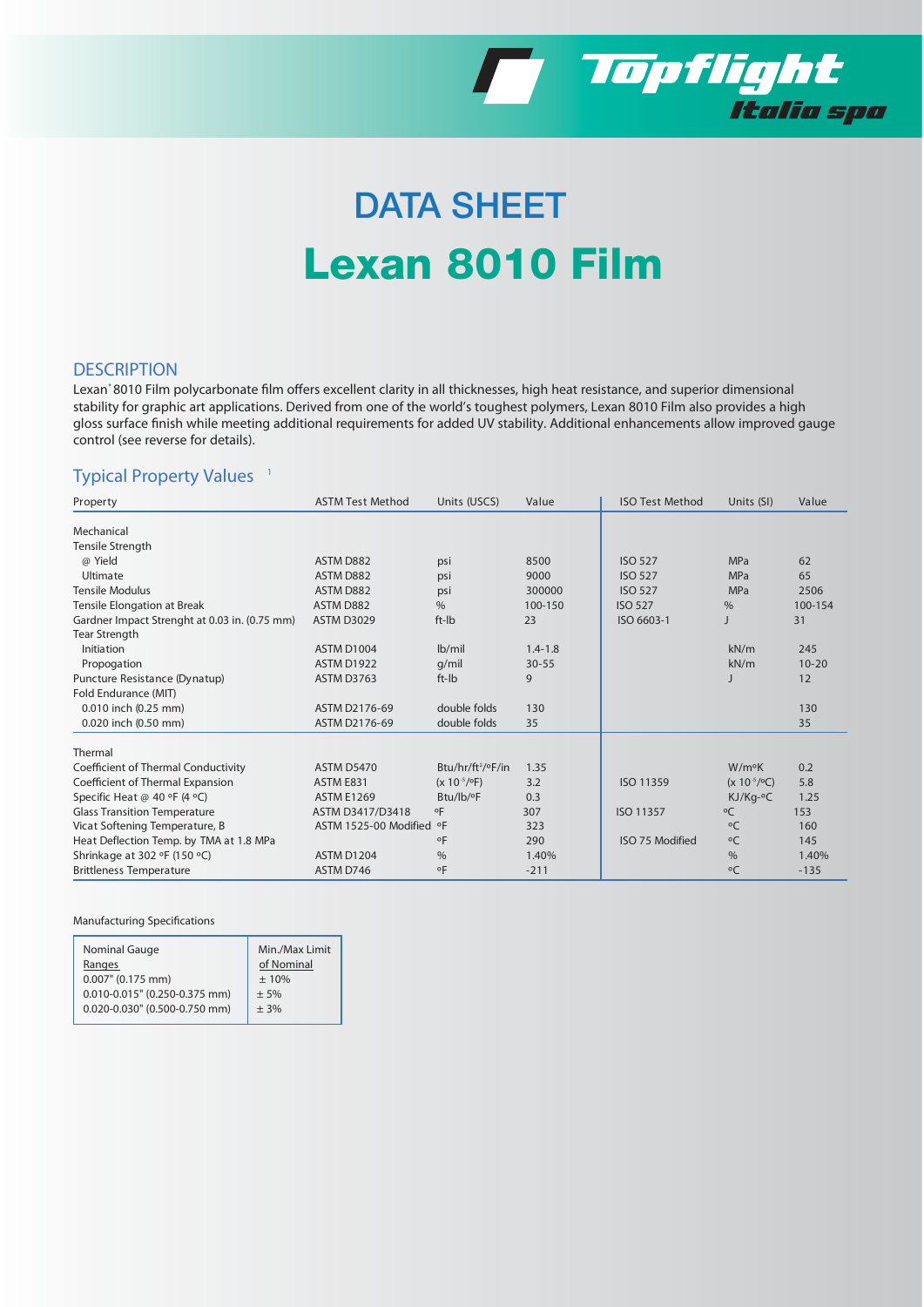# DATA SHEET

# Lexan 8010 Film

## DESCRIPTION

Lexan® 8010 Film polycarbonate film offers excellent clarity in all thicknesses, high heat resistance, and superior dimensional stability for graphic art applications. Derived from one of the world's toughest polymers, Lexan 8010 Film also provides a high gloss surface finish while meeting additional requirements for added UV stability. Additional enhancements allow improved gauge control (see reverse for details).

## Typical Property Values [1]

| Property | ASTM Test Method | Units (USCS) | Value | ISO Test Method | Units (SI) | Value |
|---|---|---|---|---|---|---|
| **Mechanical** | | | | | | |
| Tensile Strength | | | | | | |
| @ Yield | ASTM D882 | psi | 8500 | ISO 527 | MPa | 62 |
| Ultimate | ASTM D882 | psi | 9000 | ISO 527 | MPa | 65 |
| Tensile Modulus | ASTM D882 | psi | 300000 | ISO 527 | MPa | 2506 |
| Tensile Elongation at Break | ASTM D882 | % | 100-150 | ISO 527 | % | 100-154 |
| Gardner Impact Strenght at 0.03 in. (0.75 mm) | ASTM D3029 | ft-lb | 23 | ISO 6603-1 | J | 31 |
| Tear Strength | | | | | | |
| Initiation | ASTM D1004 | lb/mil | 1.4-1.8 | | kN/m | 245 |
| Propogation | ASTM D1922 | g/mil | 30-55 | | kN/m | 10-20 |
| Puncture Resistance (Dynatup) | ASTM D3763 | ft-lb | 9 | | J | 12 |
| Fold Endurance (MIT) | | | | | | |
| 0.010 inch (0.25 mm) | ASTM D2176-69 | double folds | 130 | | | 130 |
| 0.020 inch (0.50 mm) | ASTM D2176-69 | double folds | 35 | | | 35 |
| **Thermal** | | | | | | |
| Coefficient of Thermal Conductivity | ASTM D5470 | Btu/hr/ft²/ºF/in | 1.35 | | W/mºK | 0.2 |
| Coefficient of Thermal Expansion | ASTM E831 | (x $10^{-5}$/ºF) | 3.2 | ISO 11359 | (x $10^{-5}$/ºC) | 5.8 |
| Specific Heat @ 40 ºF (4 ºC) | ASTM E1269 | Btu/lb/ºF | 0.3 | | KJ/Kg-ºC | 1.25 |
| Glass Transition Temperature | ASTM D3417/D3418 | ºF | 307 | ISO 11357 | ºC | 153 |
| Vicat Softening Temperature, B | ASTM 1525-00 Modified | ºF | 323 | | ºC | 160 |
| Heat Deflection Temp. by TMA at 1.8 MPa | | ºF | 290 | ISO 75 Modified | ºC | 145 |
| Shrinkage at 302 ºF (150 ºC) | ASTM D1204 | % | 1.40% | | % | 1.40% |
| Brittleness Temperature | ASTM D746 | ºF | -211 | | ºC | -135 |

Manufacturing Specifications

| Nominal Gauge Ranges | Min./Max Limit of Nominal |
|---|---|
| 0.007" (0.175 mm) | ± 10% |
| 0.010-0.015" (0.250-0.375 mm) | ± 5% |
| 0.020-0.030" (0.500-0.750 mm) | ± 3% |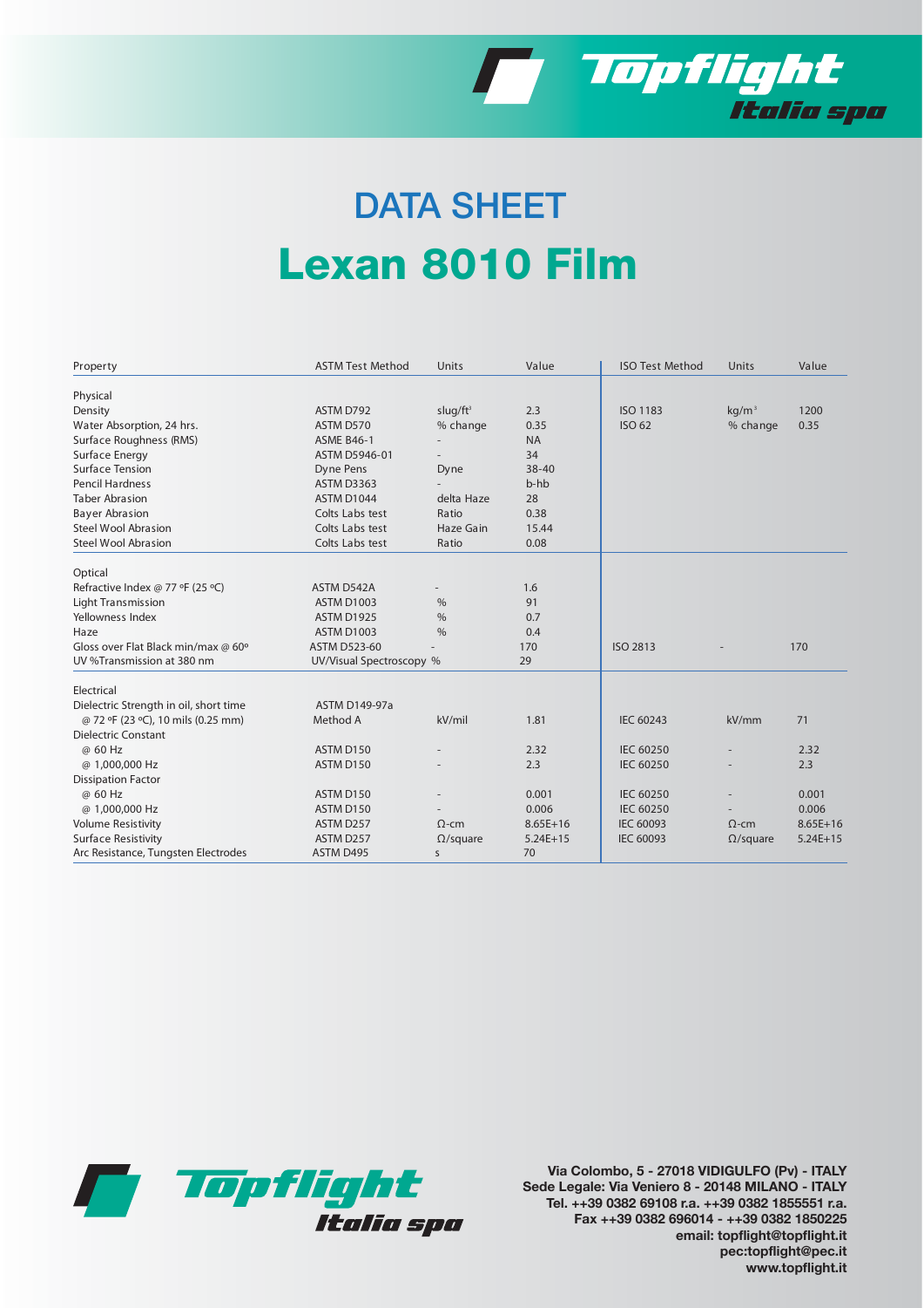# DATA SHEET

# Lexan 8010 Film

| Property | ASTM Test Method | Units | Value | ISO Test Method | Units | Value |
|---|---|---|---|---|---|---|
| **Physical** | | | | | | |
| Density | ASTM D792 | slug/ft³ | 2.3 | ISO 1183 | kg/m³ | 1200 |
| Water Absorption, 24 hrs. | ASTM D570 | % change | 0.35 | ISO 62 | % change | 0.35 |
| Surface Roughness (RMS) | ASME B46-1 | - | NA | | | |
| Surface Energy | ASTM D5946-01 | - | 34 | | | |
| Surface Tension | Dyne Pens | Dyne | 38-40 | | | |
| Pencil Hardness | ASTM D3363 | - | b-hb | | | |
| Taber Abrasion | ASTM D1044 | delta Haze | 28 | | | |
| Bayer Abrasion | Colts Labs test | Ratio | 0.38 | | | |
| Steel Wool Abrasion | Colts Labs test | Haze Gain | 15.44 | | | |
| Steel Wool Abrasion | Colts Labs test | Ratio | 0.08 | | | |
| **Optical** | | | | | | |
| Refractive Index @ 77 ºF (25 ºC) | ASTM D542A | - | 1.6 | | | |
| Light Transmission | ASTM D1003 | % | 91 | | | |
| Yellowness Index | ASTM D1925 | % | 0.7 | | | |
| Haze | ASTM D1003 | % | 0.4 | | | |
| Gloss over Flat Black min/max @ 60º | ASTM D523-60 | - | 170 | ISO 2813 | - | 170 |
| UV %Transmission at 380 nm | UV/Visual Spectroscopy | % | 29 | | | |
| **Electrical** | | | | | | |
| Dielectric Strength in oil, short time | ASTM D149-97a | | | | | |
| @ 72 ºF (23 ºC), 10 mils (0.25 mm) | Method A | kV/mil | 1.81 | IEC 60243 | kV/mm | 71 |
| Dielectric Constant | | | | | | |
| @ 60 Hz | ASTM D150 | - | 2.32 | IEC 60250 | - | 2.32 |
| @ 1,000,000 Hz | ASTM D150 | - | 2.3 | IEC 60250 | - | 2.3 |
| Dissipation Factor | | | | | | |
| @ 60 Hz | ASTM D150 | - | 0.001 | IEC 60250 | - | 0.001 |
| @ 1,000,000 Hz | ASTM D150 | - | 0.006 | IEC 60250 | - | 0.006 |
| Volume Resistivity | ASTM D257 | Ω-cm | 8.65E+16 | IEC 60093 | Ω-cm | 8.65E+16 |
| Surface Resistivity | ASTM D257 | Ω/square | 5.24E+15 | IEC 60093 | Ω/square | 5.24E+15 |
| Arc Resistance, Tungsten Electrodes | ASTM D495 | s | 70 | | | |

**Topflight Italia spa**

**Via Colombo, 5 - 27018 VIDIGULFO (Pv) - ITALY**
**Sede Legale: Via Veniero 8 - 20148 MILANO - ITALY**
**Tel. ++39 0382 69108 r.a. ++39 0382 1855551 r.a.**
**Fax ++39 0382 696014 - ++39 0382 1850225**
**email: topflight@topflight.it**
**pec:topflight@pec.it**
**www.topflight.it**